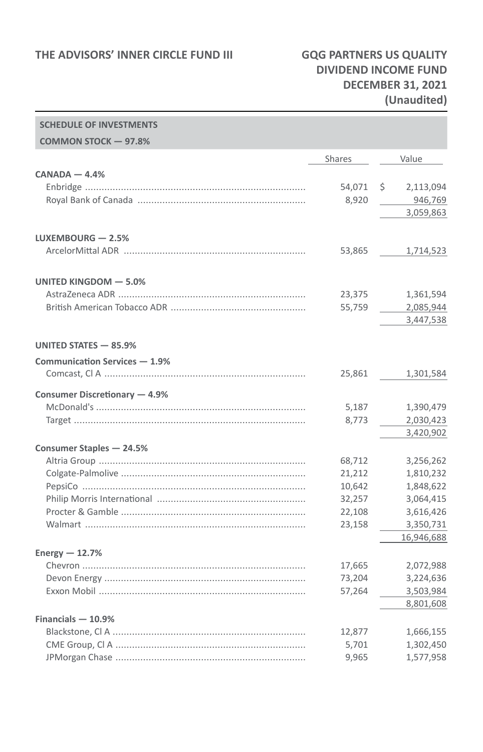THE ADVISORS' INNER CIRCLE FUND III

GQG PARTNERS US QUALITY DIVIDEND INCOME FUND
DECEMBER 31, 2021
(Unaudited)

## SCHEDULE OF INVESTMENTS

### COMMON STOCK — 97.8%

| | Shares | Value |
|---|---|---|
| **CANADA — 4.4%** | | |
| Enbridge | 54,071 | $ 2,113,094 |
| Royal Bank of Canada | 8,920 | 946,769 |
| | | 3,059,863 |
| **LUXEMBOURG — 2.5%** | | |
| ArcelorMittal ADR | 53,865 | 1,714,523 |
| **UNITED KINGDOM — 5.0%** | | |
| AstraZeneca ADR | 23,375 | 1,361,594 |
| British American Tobacco ADR | 55,759 | 2,085,944 |
| | | 3,447,538 |
| **UNITED STATES — 85.9%** | | |
| **Communication Services — 1.9%** | | |
| Comcast, Cl A | 25,861 | 1,301,584 |
| **Consumer Discretionary — 4.9%** | | |
| McDonald's | 5,187 | 1,390,479 |
| Target | 8,773 | 2,030,423 |
| | | 3,420,902 |
| **Consumer Staples — 24.5%** | | |
| Altria Group | 68,712 | 3,256,262 |
| Colgate-Palmolive | 21,212 | 1,810,232 |
| PepsiCo | 10,642 | 1,848,622 |
| Philip Morris International | 32,257 | 3,064,415 |
| Procter & Gamble | 22,108 | 3,616,426 |
| Walmart | 23,158 | 3,350,731 |
| | | 16,946,688 |
| **Energy — 12.7%** | | |
| Chevron | 17,665 | 2,072,988 |
| Devon Energy | 73,204 | 3,224,636 |
| Exxon Mobil | 57,264 | 3,503,984 |
| | | 8,801,608 |
| **Financials — 10.9%** | | |
| Blackstone, Cl A | 12,877 | 1,666,155 |
| CME Group, Cl A | 5,701 | 1,302,450 |
| JPMorgan Chase | 9,965 | 1,577,958 |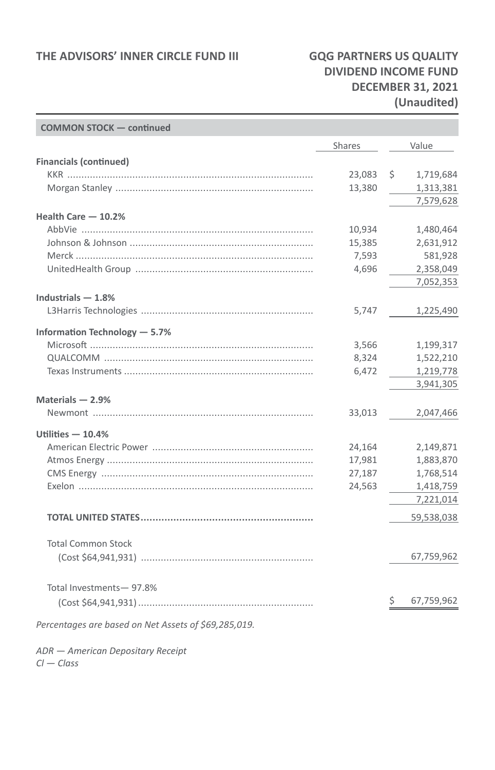| COMMON STOCK — continued | Shares | Value |
|---|---|---|
| **Financials (continued)** | | |
| KKR | 23,083 | $ 1,719,684 |
| Morgan Stanley | 13,380 | 1,313,381 |
| | | 7,579,628 |
| **Health Care — 10.2%** | | |
| AbbVie | 10,934 | 1,480,464 |
| Johnson & Johnson | 15,385 | 2,631,912 |
| Merck | 7,593 | 581,928 |
| UnitedHealth Group | 4,696 | 2,358,049 |
| | | 7,052,353 |
| **Industrials — 1.8%** | | |
| L3Harris Technologies | 5,747 | 1,225,490 |
| **Information Technology — 5.7%** | | |
| Microsoft | 3,566 | 1,199,317 |
| QUALCOMM | 8,324 | 1,522,210 |
| Texas Instruments | 6,472 | 1,219,778 |
| | | 3,941,305 |
| **Materials — 2.9%** | | |
| Newmont | 33,013 | 2,047,466 |
| **Utilities — 10.4%** | | |
| American Electric Power | 24,164 | 2,149,871 |
| Atmos Energy | 17,981 | 1,883,870 |
| CMS Energy | 27,187 | 1,768,514 |
| Exelon | 24,563 | 1,418,759 |
| | | 7,221,014 |
| **TOTAL UNITED STATES** | | 59,538,038 |
| Total Common Stock (Cost $64,941,931) | | 67,759,962 |
| Total Investments— 97.8% (Cost $64,941,931) | | $ 67,759,962 |

*Percentages are based on Net Assets of $69,285,019.*

*ADR — American Depositary Receipt*
*Cl — Class*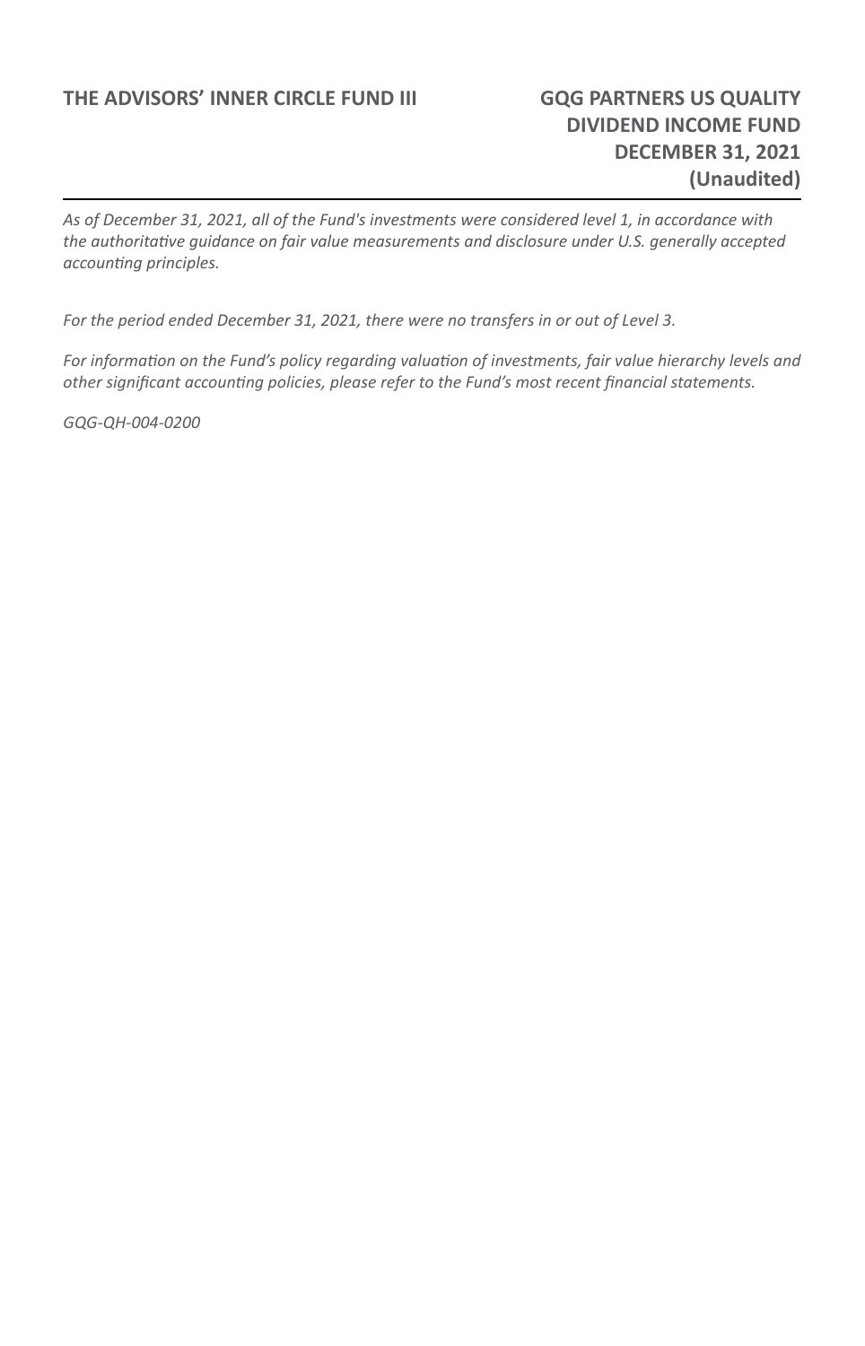*As of December 31, 2021, all of the Fund's investments were considered level 1, in accordance with the authoritative guidance on fair value measurements and disclosure under U.S. generally accepted accounting principles.*

*For the period ended December 31, 2021, there were no transfers in or out of Level 3.*

*For information on the Fund's policy regarding valuation of investments, fair value hierarchy levels and other significant accounting policies, please refer to the Fund's most recent financial statements.*

*GQG-QH-004-0200*